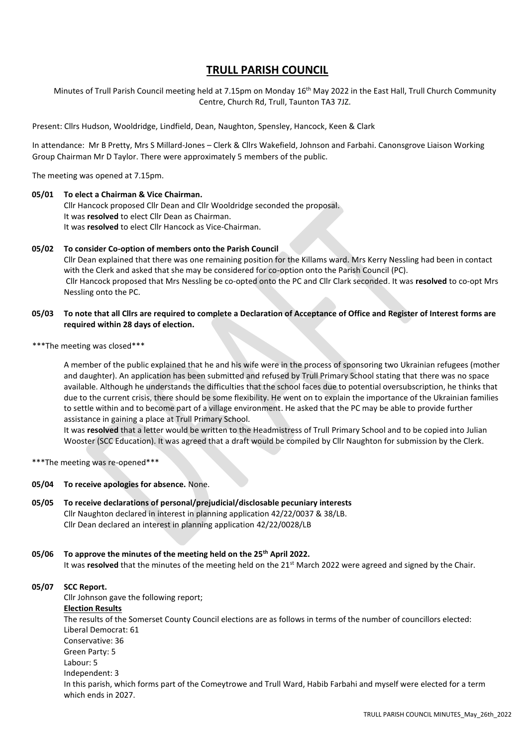# TRULL PARISH COUNCIL

Minutes of Trull Parish Council meeting held at 7.15pm on Monday 16th May 2022 in the East Hall, Trull Church Community Centre, Church Rd, Trull, Taunton TA3 7JZ.

Present: Cllrs Hudson, Wooldridge, Lindfield, Dean, Naughton, Spensley, Hancock, Keen & Clark

In attendance: Mr B Pretty, Mrs S Millard-Jones – Clerk & Cllrs Wakefield, Johnson and Farbahi. Canonsgrove Liaison Working Group Chairman Mr D Taylor. There were approximately 5 members of the public.

The meeting was opened at 7.15pm.

**05/01 To elect a Chairman & Vice Chairman.**

Cllr Hancock proposed Cllr Dean and Cllr Wooldridge seconded the proposal.
It was **resolved** to elect Cllr Dean as Chairman.
It was **resolved** to elect Cllr Hancock as Vice-Chairman.

**05/02 To consider Co-option of members onto the Parish Council**

Cllr Dean explained that there was one remaining position for the Killams ward. Mrs Kerry Nessling had been in contact with the Clerk and asked that she may be considered for co-option onto the Parish Council (PC).
Cllr Hancock proposed that Mrs Nessling be co-opted onto the PC and Cllr Clark seconded. It was **resolved** to co-opt Mrs Nessling onto the PC.

**05/03 To note that all Cllrs are required to complete a Declaration of Acceptance of Office and Register of Interest forms are required within 28 days of election.**

***The meeting was closed***

A member of the public explained that he and his wife were in the process of sponsoring two Ukrainian refugees (mother and daughter). An application has been submitted and refused by Trull Primary School stating that there was no space available. Although he understands the difficulties that the school faces due to potential oversubscription, he thinks that due to the current crisis, there should be some flexibility. He went on to explain the importance of the Ukrainian families to settle within and to become part of a village environment. He asked that the PC may be able to provide further assistance in gaining a place at Trull Primary School.

It was **resolved** that a letter would be written to the Headmistress of Trull Primary School and to be copied into Julian Wooster (SCC Education). It was agreed that a draft would be compiled by Cllr Naughton for submission by the Clerk.

***The meeting was re-opened***

**05/04 To receive apologies for absence.** None.

**05/05 To receive declarations of personal/prejudicial/disclosable pecuniary interests**

Cllr Naughton declared in interest in planning application 42/22/0037 & 38/LB.
Cllr Dean declared an interest in planning application 42/22/0028/LB

**05/06 To approve the minutes of the meeting held on the 25th April 2022.**

It was **resolved** that the minutes of the meeting held on the 21st March 2022 were agreed and signed by the Chair.

**05/07 SCC Report.**

Cllr Johnson gave the following report;

**Election Results**

The results of the Somerset County Council elections are as follows in terms of the number of councillors elected:
Liberal Democrat: 61
Conservative: 36
Green Party: 5
Labour: 5
Independent: 3

In this parish, which forms part of the Comeytrowe and Trull Ward, Habib Farbahi and myself were elected for a term which ends in 2027.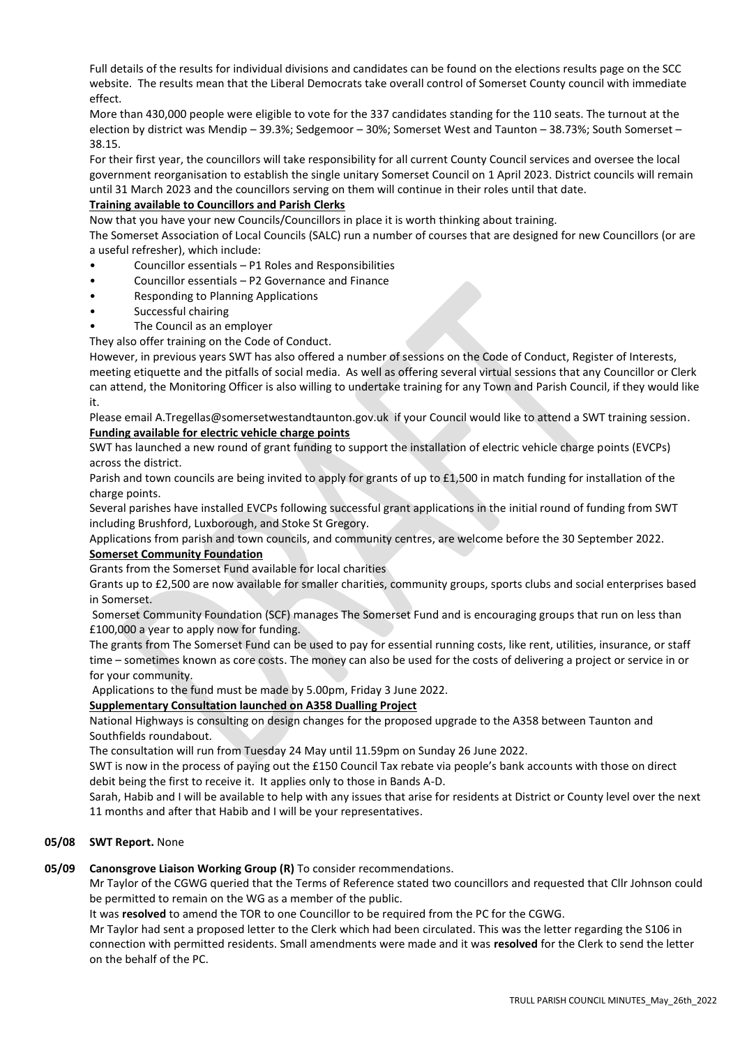Full details of the results for individual divisions and candidates can be found on the elections results page on the SCC website. The results mean that the Liberal Democrats take overall control of Somerset County council with immediate effect.

More than 430,000 people were eligible to vote for the 337 candidates standing for the 110 seats. The turnout at the election by district was Mendip – 39.3%; Sedgemoor – 30%; Somerset West and Taunton – 38.73%; South Somerset – 38.15.

For their first year, the councillors will take responsibility for all current County Council services and oversee the local government reorganisation to establish the single unitary Somerset Council on 1 April 2023. District councils will remain until 31 March 2023 and the councillors serving on them will continue in their roles until that date.

**Training available to Councillors and Parish Clerks**

Now that you have your new Councils/Councillors in place it is worth thinking about training.

The Somerset Association of Local Councils (SALC) run a number of courses that are designed for new Councillors (or are a useful refresher), which include:

- Councillor essentials – P1 Roles and Responsibilities
- Councillor essentials – P2 Governance and Finance
- Responding to Planning Applications
- Successful chairing
- The Council as an employer

They also offer training on the Code of Conduct.

However, in previous years SWT has also offered a number of sessions on the Code of Conduct, Register of Interests, meeting etiquette and the pitfalls of social media. As well as offering several virtual sessions that any Councillor or Clerk can attend, the Monitoring Officer is also willing to undertake training for any Town and Parish Council, if they would like it.

Please email A.Tregellas@somersetwestandtaunton.gov.uk if your Council would like to attend a SWT training session.

**Funding available for electric vehicle charge points**

SWT has launched a new round of grant funding to support the installation of electric vehicle charge points (EVCPs) across the district.

Parish and town councils are being invited to apply for grants of up to £1,500 in match funding for installation of the charge points.

Several parishes have installed EVCPs following successful grant applications in the initial round of funding from SWT including Brushford, Luxborough, and Stoke St Gregory.

Applications from parish and town councils, and community centres, are welcome before the 30 September 2022.

**Somerset Community Foundation**

Grants from the Somerset Fund available for local charities

Grants up to £2,500 are now available for smaller charities, community groups, sports clubs and social enterprises based in Somerset.

Somerset Community Foundation (SCF) manages The Somerset Fund and is encouraging groups that run on less than £100,000 a year to apply now for funding.

The grants from The Somerset Fund can be used to pay for essential running costs, like rent, utilities, insurance, or staff time – sometimes known as core costs. The money can also be used for the costs of delivering a project or service in or for your community.

Applications to the fund must be made by 5.00pm, Friday 3 June 2022.

**Supplementary Consultation launched on A358 Dualling Project**

National Highways is consulting on design changes for the proposed upgrade to the A358 between Taunton and Southfields roundabout.

The consultation will run from Tuesday 24 May until 11.59pm on Sunday 26 June 2022.

SWT is now in the process of paying out the £150 Council Tax rebate via people's bank accounts with those on direct debit being the first to receive it. It applies only to those in Bands A-D.

Sarah, Habib and I will be available to help with any issues that arise for residents at District or County level over the next 11 months and after that Habib and I will be your representatives.

**05/08 SWT Report.** None

**05/09 Canonsgrove Liaison Working Group (R)** To consider recommendations.

Mr Taylor of the CGWG queried that the Terms of Reference stated two councillors and requested that Cllr Johnson could be permitted to remain on the WG as a member of the public.

It was **resolved** to amend the TOR to one Councillor to be required from the PC for the CGWG.

Mr Taylor had sent a proposed letter to the Clerk which had been circulated. This was the letter regarding the S106 in connection with permitted residents. Small amendments were made and it was **resolved** for the Clerk to send the letter on the behalf of the PC.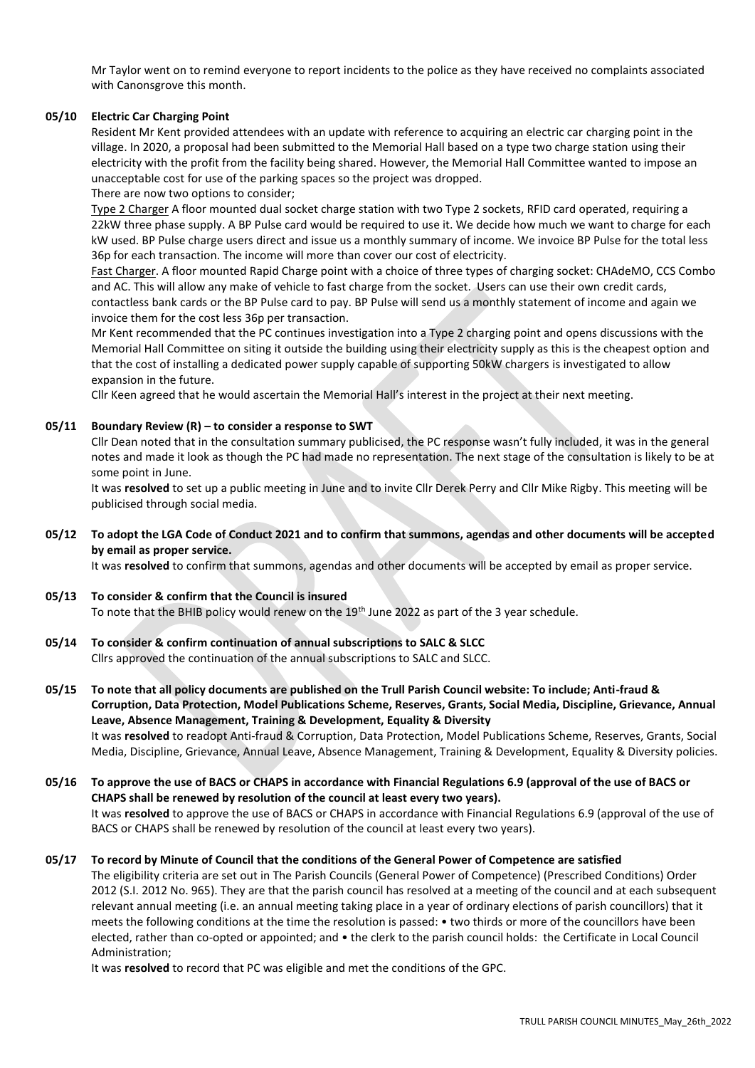Mr Taylor went on to remind everyone to report incidents to the police as they have received no complaints associated with Canonsgrove this month.

**05/10 Electric Car Charging Point**

Resident Mr Kent provided attendees with an update with reference to acquiring an electric car charging point in the village. In 2020, a proposal had been submitted to the Memorial Hall based on a type two charge station using their electricity with the profit from the facility being shared. However, the Memorial Hall Committee wanted to impose an unacceptable cost for use of the parking spaces so the project was dropped.

There are now two options to consider;

Type 2 Charger A floor mounted dual socket charge station with two Type 2 sockets, RFID card operated, requiring a 22kW three phase supply. A BP Pulse card would be required to use it. We decide how much we want to charge for each kW used. BP Pulse charge users direct and issue us a monthly summary of income. We invoice BP Pulse for the total less 36p for each transaction. The income will more than cover our cost of electricity.

Fast Charger. A floor mounted Rapid Charge point with a choice of three types of charging socket: CHAdeMO, CCS Combo and AC. This will allow any make of vehicle to fast charge from the socket. Users can use their own credit cards, contactless bank cards or the BP Pulse card to pay. BP Pulse will send us a monthly statement of income and again we invoice them for the cost less 36p per transaction.

Mr Kent recommended that the PC continues investigation into a Type 2 charging point and opens discussions with the Memorial Hall Committee on siting it outside the building using their electricity supply as this is the cheapest option and that the cost of installing a dedicated power supply capable of supporting 50kW chargers is investigated to allow expansion in the future.

Cllr Keen agreed that he would ascertain the Memorial Hall's interest in the project at their next meeting.

**05/11 Boundary Review (R) – to consider a response to SWT**

Cllr Dean noted that in the consultation summary publicised, the PC response wasn't fully included, it was in the general notes and made it look as though the PC had made no representation. The next stage of the consultation is likely to be at some point in June.

It was **resolved** to set up a public meeting in June and to invite Cllr Derek Perry and Cllr Mike Rigby. This meeting will be publicised through social media.

**05/12 To adopt the LGA Code of Conduct 2021 and to confirm that summons, agendas and other documents will be accepted by email as proper service.**

It was **resolved** to confirm that summons, agendas and other documents will be accepted by email as proper service.

**05/13 To consider & confirm that the Council is insured**

To note that the BHIB policy would renew on the 19th June 2022 as part of the 3 year schedule.

**05/14 To consider & confirm continuation of annual subscriptions to SALC & SLCC**

Cllrs approved the continuation of the annual subscriptions to SALC and SLCC.

**05/15 To note that all policy documents are published on the Trull Parish Council website: To include; Anti-fraud & Corruption, Data Protection, Model Publications Scheme, Reserves, Grants, Social Media, Discipline, Grievance, Annual Leave, Absence Management, Training & Development, Equality & Diversity**

It was **resolved** to readopt Anti-fraud & Corruption, Data Protection, Model Publications Scheme, Reserves, Grants, Social Media, Discipline, Grievance, Annual Leave, Absence Management, Training & Development, Equality & Diversity policies.

**05/16 To approve the use of BACS or CHAPS in accordance with Financial Regulations 6.9 (approval of the use of BACS or CHAPS shall be renewed by resolution of the council at least every two years).**

It was **resolved** to approve the use of BACS or CHAPS in accordance with Financial Regulations 6.9 (approval of the use of BACS or CHAPS shall be renewed by resolution of the council at least every two years).

**05/17 To record by Minute of Council that the conditions of the General Power of Competence are satisfied**

The eligibility criteria are set out in The Parish Councils (General Power of Competence) (Prescribed Conditions) Order 2012 (S.I. 2012 No. 965). They are that the parish council has resolved at a meeting of the council and at each subsequent relevant annual meeting (i.e. an annual meeting taking place in a year of ordinary elections of parish councillors) that it meets the following conditions at the time the resolution is passed: • two thirds or more of the councillors have been elected, rather than co-opted or appointed; and • the clerk to the parish council holds: the Certificate in Local Council Administration;

It was **resolved** to record that PC was eligible and met the conditions of the GPC.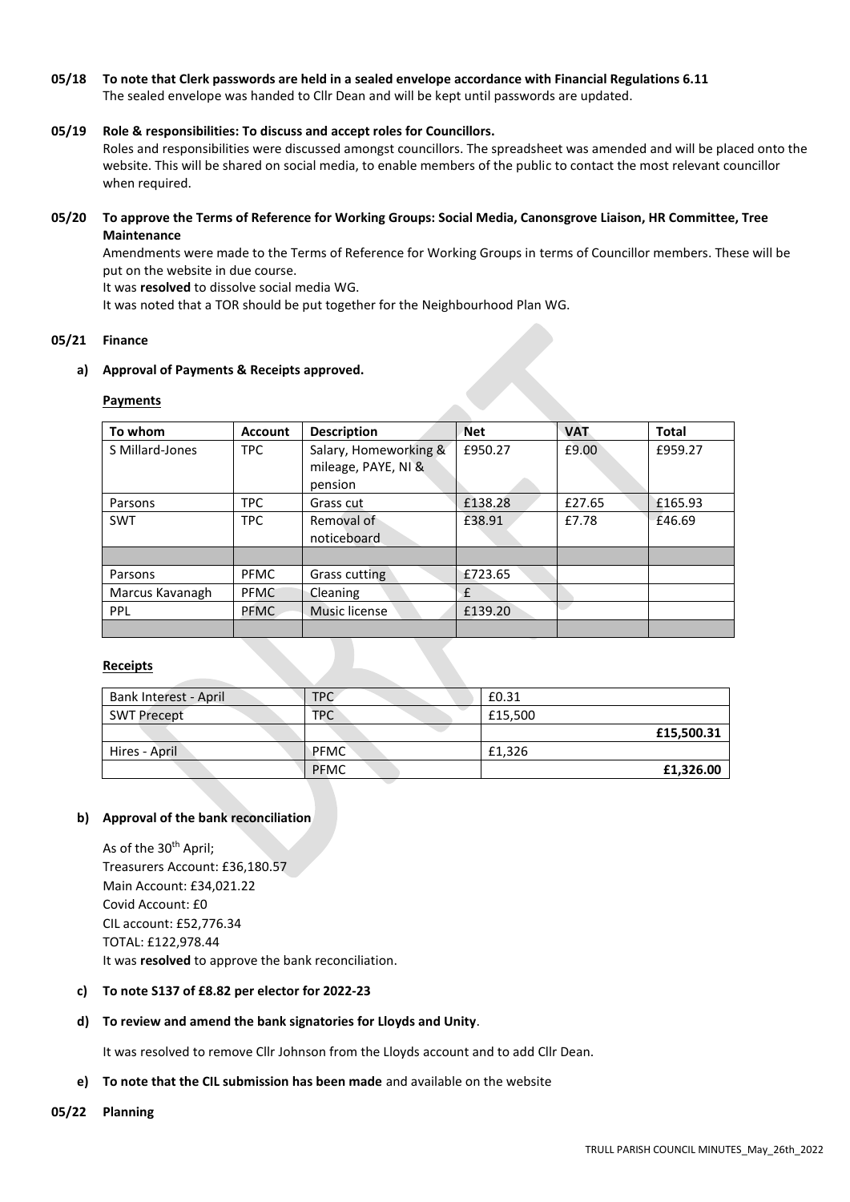**05/18 To note that Clerk passwords are held in a sealed envelope accordance with Financial Regulations 6.11**
The sealed envelope was handed to Cllr Dean and will be kept until passwords are updated.

**05/19 Role & responsibilities: To discuss and accept roles for Councillors.**
Roles and responsibilities were discussed amongst councillors. The spreadsheet was amended and will be placed onto the website. This will be shared on social media, to enable members of the public to contact the most relevant councillor when required.

**05/20 To approve the Terms of Reference for Working Groups: Social Media, Canonsgrove Liaison, HR Committee, Tree Maintenance**
Amendments were made to the Terms of Reference for Working Groups in terms of Councillor members. These will be put on the website in due course.
It was **resolved** to dissolve social media WG.
It was noted that a TOR should be put together for the Neighbourhood Plan WG.

**05/21 Finance**

**a) Approval of Payments & Receipts approved.**

**Payments**

| To whom | Account | Description | Net | VAT | Total |
|---|---|---|---|---|---|
| S Millard-Jones | TPC | Salary, Homeworking & mileage, PAYE, NI & pension | £950.27 | £9.00 | £959.27 |
| Parsons | TPC | Grass cut | £138.28 | £27.65 | £165.93 |
| SWT | TPC | Removal of noticeboard | £38.91 | £7.78 | £46.69 |
| | | | | | |
| Parsons | PFMC | Grass cutting | £723.65 | | |
| Marcus Kavanagh | PFMC | Cleaning | £ | | |
| PPL | PFMC | Music license | £139.20 | | |
| | | | | | |

**Receipts**

| | | |
|---|---|---|
| Bank Interest - April | TPC | £0.31 |
| SWT Precept | TPC | £15,500 |
| | | **£15,500.31** |
| Hires - April | PFMC | £1,326 |
| | PFMC | **£1,326.00** |

**b) Approval of the bank reconciliation**

As of the 30th April;
Treasurers Account: £36,180.57
Main Account: £34,021.22
Covid Account: £0
CIL account: £52,776.34
TOTAL: £122,978.44
It was **resolved** to approve the bank reconciliation.

**c) To note S137 of £8.82 per elector for 2022-23**

**d) To review and amend the bank signatories for Lloyds and Unity**.

It was resolved to remove Cllr Johnson from the Lloyds account and to add Cllr Dean.

**e) To note that the CIL submission has been made** and available on the website

**05/22 Planning**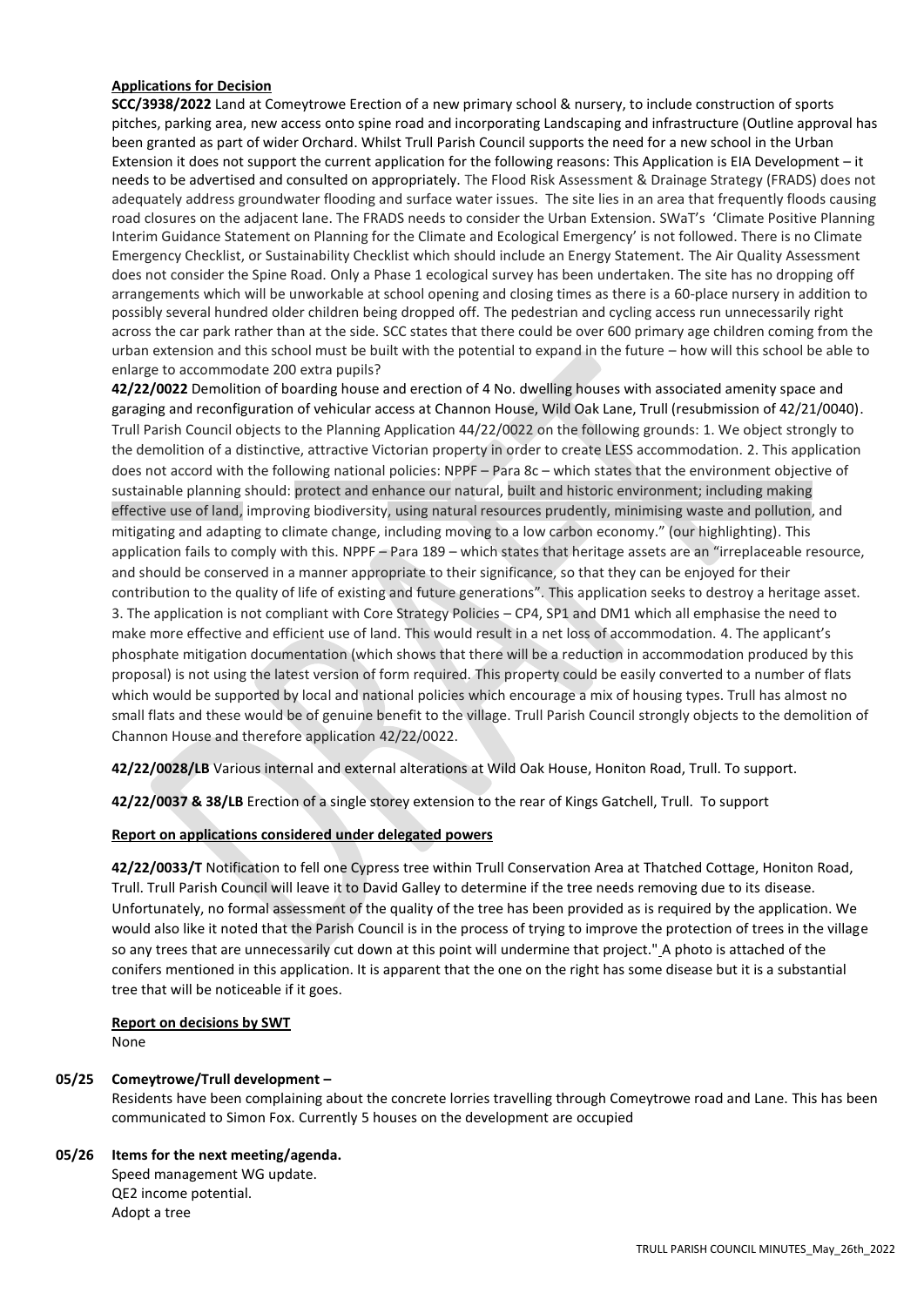**Applications for Decision**

**SCC/3938/2022** Land at Comeytrowe Erection of a new primary school & nursery, to include construction of sports pitches, parking area, new access onto spine road and incorporating Landscaping and infrastructure (Outline approval has been granted as part of wider Orchard. Whilst Trull Parish Council supports the need for a new school in the Urban Extension it does not support the current application for the following reasons: This Application is EIA Development – it needs to be advertised and consulted on appropriately. The Flood Risk Assessment & Drainage Strategy (FRADS) does not adequately address groundwater flooding and surface water issues. The site lies in an area that frequently floods causing road closures on the adjacent lane. The FRADS needs to consider the Urban Extension. SWaT's 'Climate Positive Planning Interim Guidance Statement on Planning for the Climate and Ecological Emergency' is not followed. There is no Climate Emergency Checklist, or Sustainability Checklist which should include an Energy Statement. The Air Quality Assessment does not consider the Spine Road. Only a Phase 1 ecological survey has been undertaken. The site has no dropping off arrangements which will be unworkable at school opening and closing times as there is a 60-place nursery in addition to possibly several hundred older children being dropped off. The pedestrian and cycling access run unnecessarily right across the car park rather than at the side. SCC states that there could be over 600 primary age children coming from the urban extension and this school must be built with the potential to expand in the future – how will this school be able to enlarge to accommodate 200 extra pupils?

**42/22/0022** Demolition of boarding house and erection of 4 No. dwelling houses with associated amenity space and garaging and reconfiguration of vehicular access at Channon House, Wild Oak Lane, Trull (resubmission of 42/21/0040). Trull Parish Council objects to the Planning Application 44/22/0022 on the following grounds: 1. We object strongly to the demolition of a distinctive, attractive Victorian property in order to create LESS accommodation. 2. This application does not accord with the following national policies: NPPF – Para 8c – which states that the environment objective of sustainable planning should: protect and enhance our natural, built and historic environment; including making effective use of land, improving biodiversity, using natural resources prudently, minimising waste and pollution, and mitigating and adapting to climate change, including moving to a low carbon economy." (our highlighting). This application fails to comply with this. NPPF – Para 189 – which states that heritage assets are an "irreplaceable resource, and should be conserved in a manner appropriate to their significance, so that they can be enjoyed for their contribution to the quality of life of existing and future generations". This application seeks to destroy a heritage asset. 3. The application is not compliant with Core Strategy Policies – CP4, SP1 and DM1 which all emphasise the need to make more effective and efficient use of land. This would result in a net loss of accommodation. 4. The applicant's phosphate mitigation documentation (which shows that there will be a reduction in accommodation produced by this proposal) is not using the latest version of form required. This property could be easily converted to a number of flats which would be supported by local and national policies which encourage a mix of housing types. Trull has almost no small flats and these would be of genuine benefit to the village. Trull Parish Council strongly objects to the demolition of Channon House and therefore application 42/22/0022.

**42/22/0028/LB** Various internal and external alterations at Wild Oak House, Honiton Road, Trull. To support.

**42/22/0037 & 38/LB** Erection of a single storey extension to the rear of Kings Gatchell, Trull. To support

**Report on applications considered under delegated powers**

**42/22/0033/T** Notification to fell one Cypress tree within Trull Conservation Area at Thatched Cottage, Honiton Road, Trull. Trull Parish Council will leave it to David Galley to determine if the tree needs removing due to its disease. Unfortunately, no formal assessment of the quality of the tree has been provided as is required by the application. We would also like it noted that the Parish Council is in the process of trying to improve the protection of trees in the village so any trees that are unnecessarily cut down at this point will undermine that project." A photo is attached of the conifers mentioned in this application. It is apparent that the one on the right has some disease but it is a substantial tree that will be noticeable if it goes.

**Report on decisions by SWT**

None

**05/25 Comeytrowe/Trull development –**

Residents have been complaining about the concrete lorries travelling through Comeytrowe road and Lane. This has been communicated to Simon Fox. Currently 5 houses on the development are occupied

**05/26 Items for the next meeting/agenda.**

Speed management WG update.
QE2 income potential.
Adopt a tree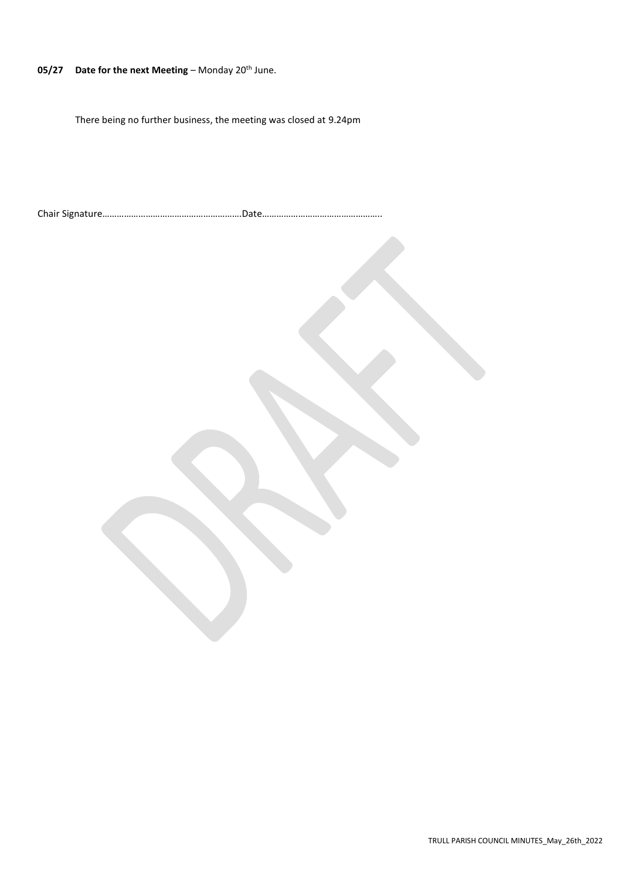**05/27 Date for the next Meeting** – Monday 20th June.

There being no further business, the meeting was closed at 9.24pm

Chair Signature…………………………………………………Date…………………………………………..